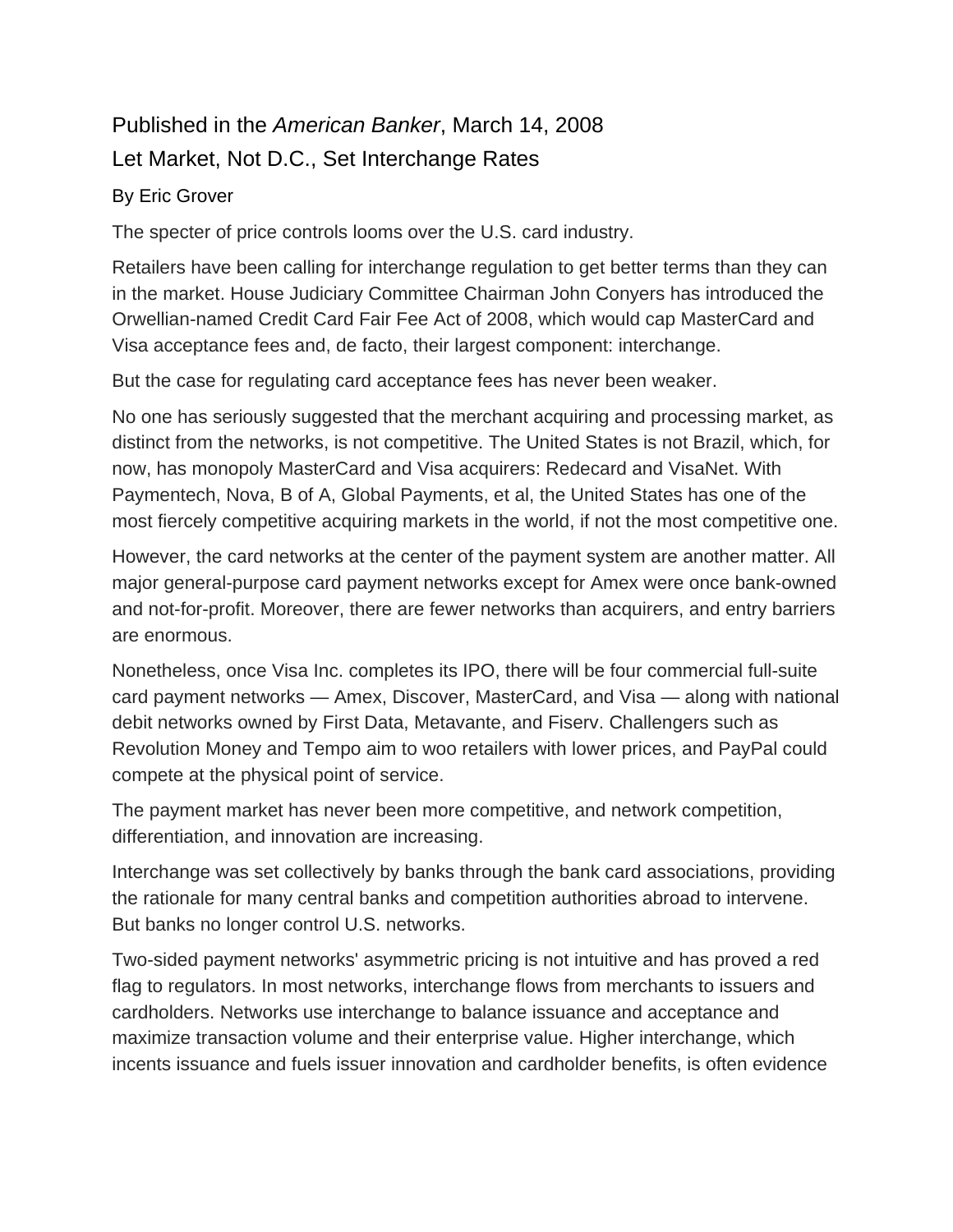Published in the *American Banker*, March 14, 2008

# Let Market, Not D.C., Set Interchange Rates

By Eric Grover

The specter of price controls looms over the U.S. card industry.

Retailers have been calling for interchange regulation to get better terms than they can in the market. House Judiciary Committee Chairman John Conyers has introduced the Orwellian-named Credit Card Fair Fee Act of 2008, which would cap MasterCard and Visa acceptance fees and, de facto, their largest component: interchange.

But the case for regulating card acceptance fees has never been weaker.

No one has seriously suggested that the merchant acquiring and processing market, as distinct from the networks, is not competitive. The United States is not Brazil, which, for now, has monopoly MasterCard and Visa acquirers: Redecard and VisaNet. With Paymentech, Nova, B of A, Global Payments, et al, the United States has one of the most fiercely competitive acquiring markets in the world, if not the most competitive one.

However, the card networks at the center of the payment system are another matter. All major general-purpose card payment networks except for Amex were once bank-owned and not-for-profit. Moreover, there are fewer networks than acquirers, and entry barriers are enormous.

Nonetheless, once Visa Inc. completes its IPO, there will be four commercial full-suite card payment networks — Amex, Discover, MasterCard, and Visa — along with national debit networks owned by First Data, Metavante, and Fiserv. Challengers such as Revolution Money and Tempo aim to woo retailers with lower prices, and PayPal could compete at the physical point of service.

The payment market has never been more competitive, and network competition, differentiation, and innovation are increasing.

Interchange was set collectively by banks through the bank card associations, providing the rationale for many central banks and competition authorities abroad to intervene. But banks no longer control U.S. networks.

Two-sided payment networks' asymmetric pricing is not intuitive and has proved a red flag to regulators. In most networks, interchange flows from merchants to issuers and cardholders. Networks use interchange to balance issuance and acceptance and maximize transaction volume and their enterprise value. Higher interchange, which incents issuance and fuels issuer innovation and cardholder benefits, is often evidence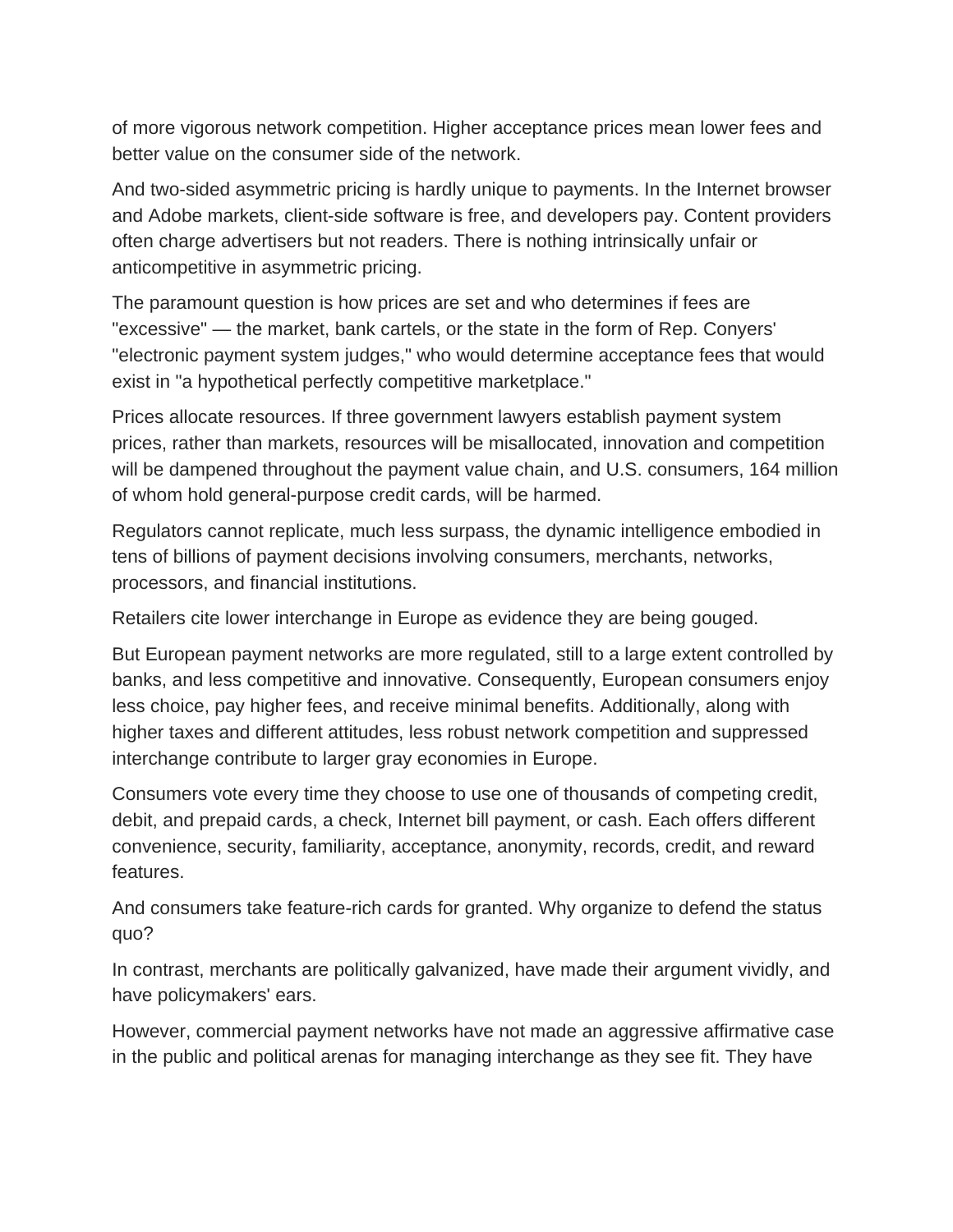of more vigorous network competition. Higher acceptance prices mean lower fees and better value on the consumer side of the network.

And two-sided asymmetric pricing is hardly unique to payments. In the Internet browser and Adobe markets, client-side software is free, and developers pay. Content providers often charge advertisers but not readers. There is nothing intrinsically unfair or anticompetitive in asymmetric pricing.

The paramount question is how prices are set and who determines if fees are "excessive" — the market, bank cartels, or the state in the form of Rep. Conyers' "electronic payment system judges," who would determine acceptance fees that would exist in "a hypothetical perfectly competitive marketplace."

Prices allocate resources. If three government lawyers establish payment system prices, rather than markets, resources will be misallocated, innovation and competition will be dampened throughout the payment value chain, and U.S. consumers, 164 million of whom hold general-purpose credit cards, will be harmed.

Regulators cannot replicate, much less surpass, the dynamic intelligence embodied in tens of billions of payment decisions involving consumers, merchants, networks, processors, and financial institutions.

Retailers cite lower interchange in Europe as evidence they are being gouged.

But European payment networks are more regulated, still to a large extent controlled by banks, and less competitive and innovative. Consequently, European consumers enjoy less choice, pay higher fees, and receive minimal benefits. Additionally, along with higher taxes and different attitudes, less robust network competition and suppressed interchange contribute to larger gray economies in Europe.

Consumers vote every time they choose to use one of thousands of competing credit, debit, and prepaid cards, a check, Internet bill payment, or cash. Each offers different convenience, security, familiarity, acceptance, anonymity, records, credit, and reward features.

And consumers take feature-rich cards for granted. Why organize to defend the status quo?

In contrast, merchants are politically galvanized, have made their argument vividly, and have policymakers' ears.

However, commercial payment networks have not made an aggressive affirmative case in the public and political arenas for managing interchange as they see fit. They have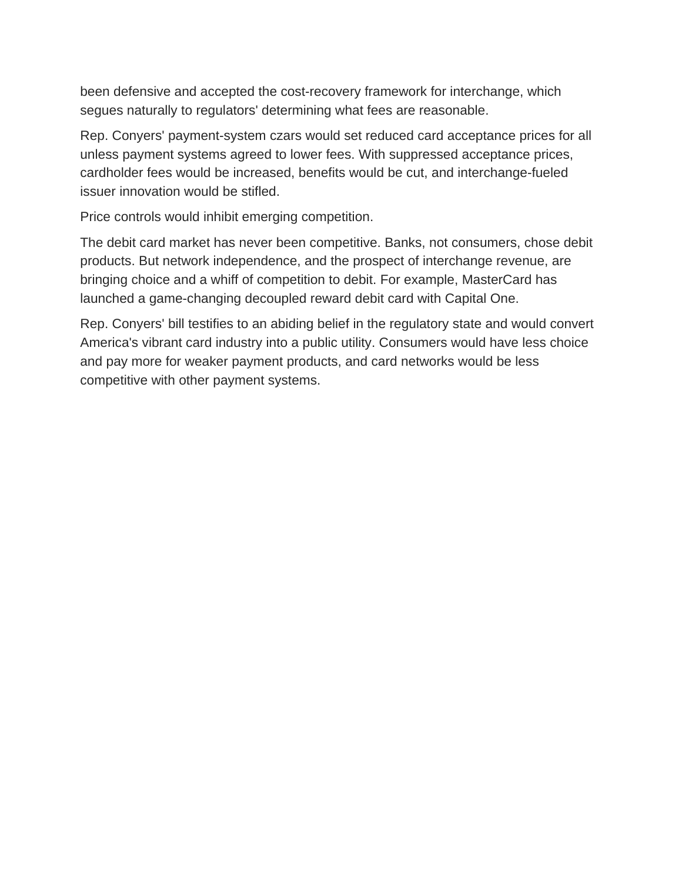been defensive and accepted the cost-recovery framework for interchange, which segues naturally to regulators' determining what fees are reasonable.

Rep. Conyers' payment-system czars would set reduced card acceptance prices for all unless payment systems agreed to lower fees. With suppressed acceptance prices, cardholder fees would be increased, benefits would be cut, and interchange-fueled issuer innovation would be stifled.

Price controls would inhibit emerging competition.

The debit card market has never been competitive. Banks, not consumers, chose debit products. But network independence, and the prospect of interchange revenue, are bringing choice and a whiff of competition to debit. For example, MasterCard has launched a game-changing decoupled reward debit card with Capital One.

Rep. Conyers' bill testifies to an abiding belief in the regulatory state and would convert America's vibrant card industry into a public utility. Consumers would have less choice and pay more for weaker payment products, and card networks would be less competitive with other payment systems.